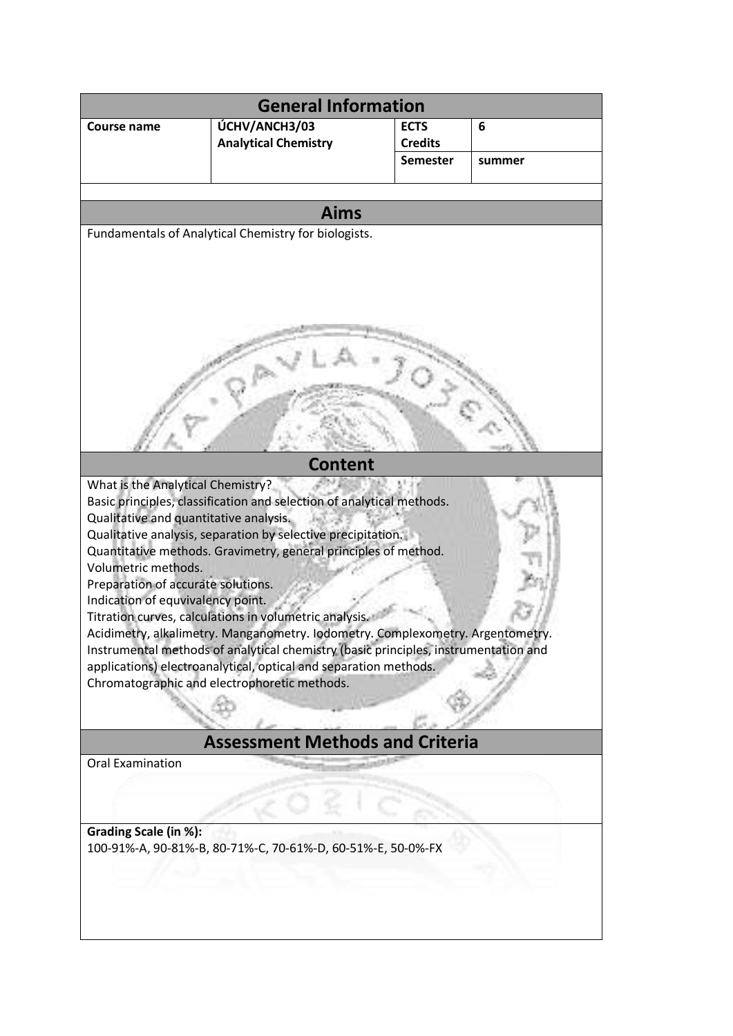## General Information

| Course name | ÚCHV/ANCH3/03 **Analytical Chemistry** | **ECTS Credits** | **6** |
|---|---|---|---|
| | | **Semester** | **summer** |

## Aims

Fundamentals of Analytical Chemistry for biologists.

## Content

What is the Analytical Chemistry?
Basic principles, classification and selection of analytical methods.
Qualitative and quantitative analysis.
Qualitative analysis, separation by selective precipitation.
Quantitative methods. Gravimetry, general principles of method.
Volumetric methods.
Preparation of accurate solutions.
Indication of equvivalency point.
Titration curves, calculations in volumetric analysis.
Acidimetry, alkalimetry. Manganometry. Iodometry. Complexometry. Argentometry.
Instrumental methods of analytical chemistry (basic principles, instrumentation and applications) electroanalytical, optical and separation methods.
Chromatographic and electrophoretic methods.

## Assessment Methods and Criteria

Oral Examination

**Grading Scale (in %):**
100-91%-A, 90-81%-B, 80-71%-C, 70-61%-D, 60-51%-E, 50-0%-FX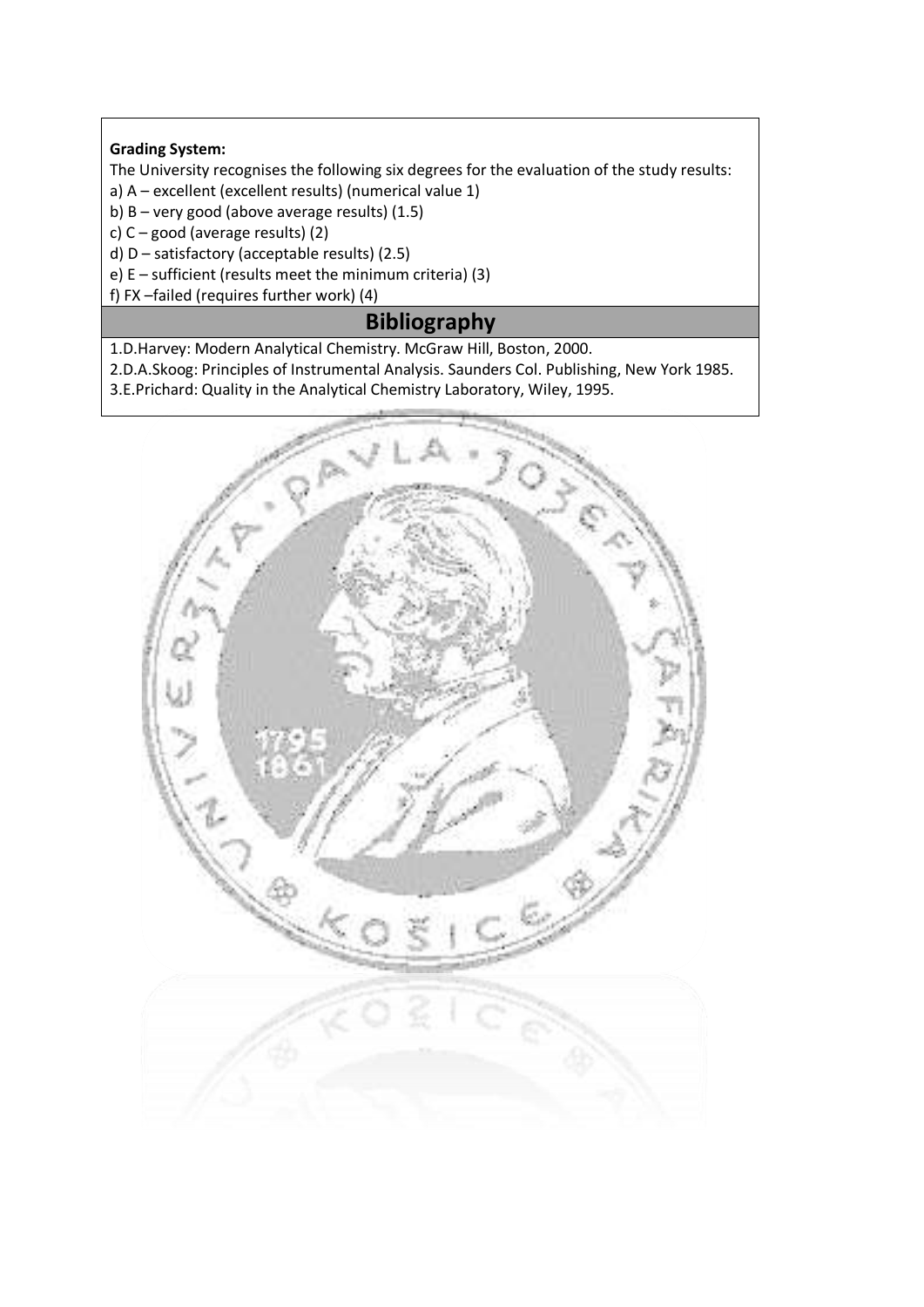**Grading System:**

The University recognises the following six degrees for the evaluation of the study results:

a) A – excellent (excellent results) (numerical value 1)

b) B – very good (above average results) (1.5)

c) C – good (average results) (2)

d) D – satisfactory (acceptable results) (2.5)

e) E – sufficient (results meet the minimum criteria) (3)

f) FX –failed (requires further work) (4)

## Bibliography

1.D.Harvey: Modern Analytical Chemistry. McGraw Hill, Boston, 2000.

2.D.A.Skoog: Principles of Instrumental Analysis. Saunders Col. Publishing, New York 1985.

3.E.Prichard: Quality in the Analytical Chemistry Laboratory, Wiley, 1995.